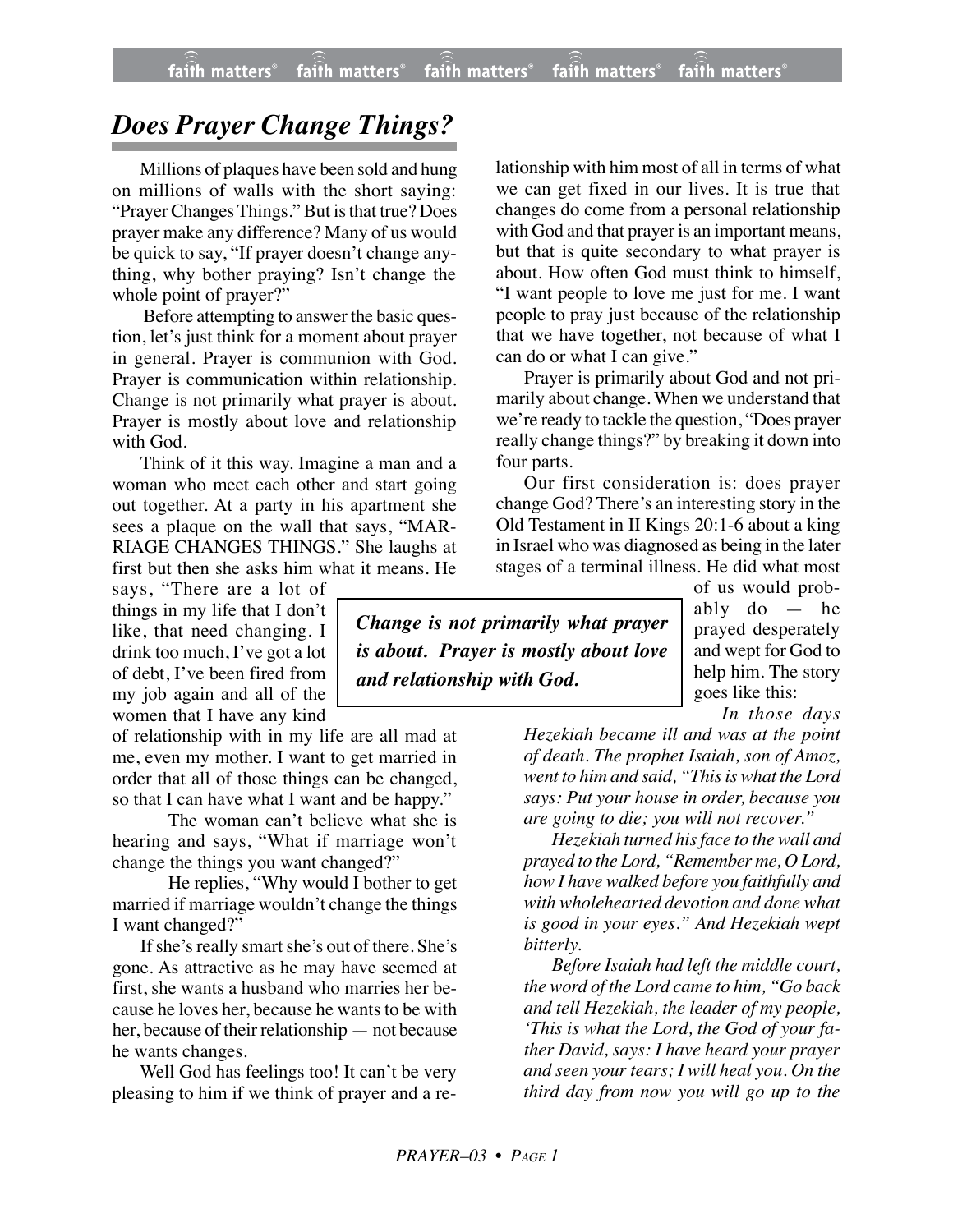# *Does Prayer Change Things?*

Millions of plaques have been sold and hung on millions of walls with the short saying: "Prayer Changes Things." But is that true? Does prayer make any difference? Many of us would be quick to say, "If prayer doesn't change anything, why bother praying? Isn't change the whole point of prayer?"

Before attempting to answer the basic question, let's just think for a moment about prayer in general. Prayer is communion with God. Prayer is communication within relationship. Change is not primarily what prayer is about. Prayer is mostly about love and relationship with God.

Think of it this way. Imagine a man and a woman who meet each other and start going out together. At a party in his apartment she sees a plaque on the wall that says, "MARRIAGE CHANGES THINGS." She laughs at first but then she asks him what it means. He says, "There are a lot of things in my life that I don't like, that need changing. I drink too much, I've got a lot of debt, I've been fired from my job again and all of the women that I have any kind of relationship with in my life are all mad at me, even my mother. I want to get married in order that all of those things can be changed, so that I can have what I want and be happy."

The woman can't believe what she is hearing and says, "What if marriage won't change the things you want changed?"

He replies, "Why would I bother to get married if marriage wouldn't change the things I want changed?"

If she's really smart she's out of there. She's gone. As attractive as he may have seemed at first, she wants a husband who marries her because he loves her, because he wants to be with her, because of their relationship — not because he wants changes.

Well God has feelings too! It can't be very pleasing to him if we think of prayer and a relationship with him most of all in terms of what we can get fixed in our lives. It is true that changes do come from a personal relationship with God and that prayer is an important means, but that is quite secondary to what prayer is about. How often God must think to himself, "I want people to love me just for me. I want people to pray just because of the relationship that we have together, not because of what I can do or what I can give."

> ***Change is not primarily what prayer is about. Prayer is mostly about love and relationship with God.***

Prayer is primarily about God and not primarily about change. When we understand that we're ready to tackle the question, "Does prayer really change things?" by breaking it down into four parts.

Our first consideration is: does prayer change God? There's an interesting story in the Old Testament in II Kings 20:1-6 about a king in Israel who was diagnosed as being in the later stages of a terminal illness. He did what most of us would probably do — he prayed desperately and wept for God to help him. The story goes like this:

> *In those days Hezekiah became ill and was at the point of death. The prophet Isaiah, son of Amoz, went to him and said, "This is what the Lord says: Put your house in order, because you are going to die; you will not recover."*
>
> *Hezekiah turned his face to the wall and prayed to the Lord, "Remember me, O Lord, how I have walked before you faithfully and with wholehearted devotion and done what is good in your eyes." And Hezekiah wept bitterly.*
>
> *Before Isaiah had left the middle court, the word of the Lord came to him, "Go back and tell Hezekiah, the leader of my people, 'This is what the Lord, the God of your father David, says: I have heard your prayer and seen your tears; I will heal you. On the third day from now you will go up to the*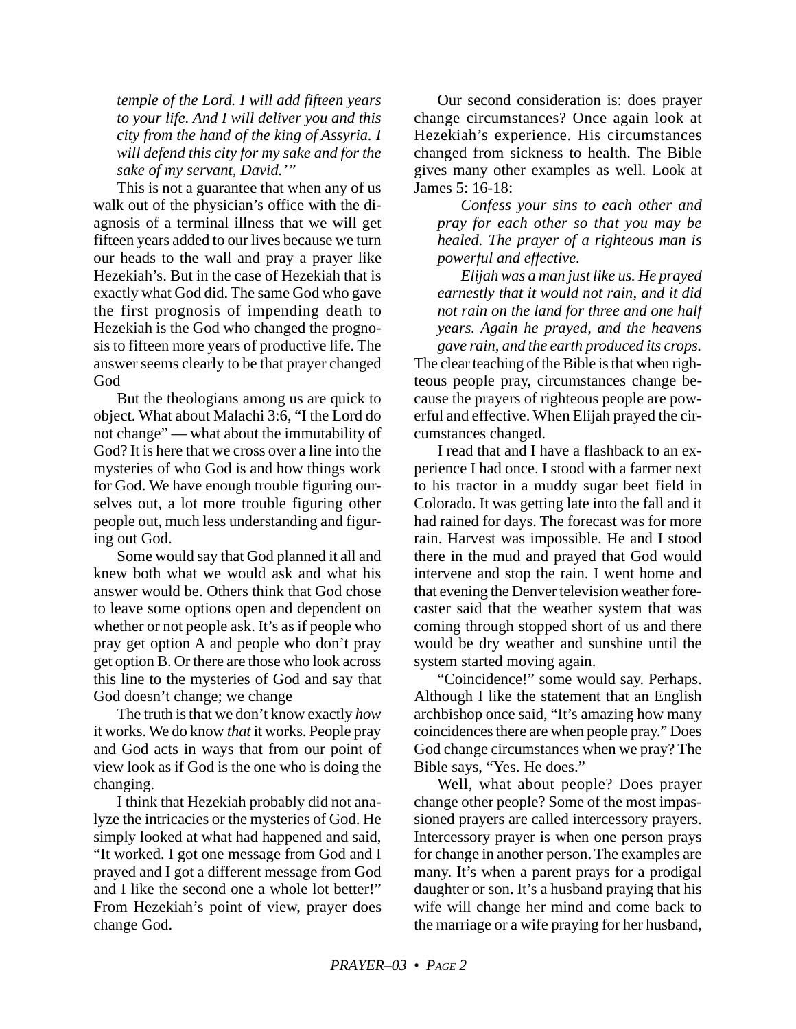*temple of the Lord. I will add fifteen years to your life. And I will deliver you and this city from the hand of the king of Assyria. I will defend this city for my sake and for the sake of my servant, David.'"*

This is not a guarantee that when any of us walk out of the physician's office with the diagnosis of a terminal illness that we will get fifteen years added to our lives because we turn our heads to the wall and pray a prayer like Hezekiah's. But in the case of Hezekiah that is exactly what God did. The same God who gave the first prognosis of impending death to Hezekiah is the God who changed the prognosis to fifteen more years of productive life. The answer seems clearly to be that prayer changed God

But the theologians among us are quick to object. What about Malachi 3:6, "I the Lord do not change" — what about the immutability of God? It is here that we cross over a line into the mysteries of who God is and how things work for God. We have enough trouble figuring ourselves out, a lot more trouble figuring other people out, much less understanding and figuring out God.

Some would say that God planned it all and knew both what we would ask and what his answer would be. Others think that God chose to leave some options open and dependent on whether or not people ask. It's as if people who pray get option A and people who don't pray get option B. Or there are those who look across this line to the mysteries of God and say that God doesn't change; we change

The truth is that we don't know exactly *how* it works. We do know *that* it works. People pray and God acts in ways that from our point of view look as if God is the one who is doing the changing.

I think that Hezekiah probably did not analyze the intricacies or the mysteries of God. He simply looked at what had happened and said, "It worked. I got one message from God and I prayed and I got a different message from God and I like the second one a whole lot better!" From Hezekiah's point of view, prayer does change God.

Our second consideration is: does prayer change circumstances? Once again look at Hezekiah's experience. His circumstances changed from sickness to health. The Bible gives many other examples as well. Look at James 5: 16-18:

*Confess your sins to each other and pray for each other so that you may be healed. The prayer of a righteous man is powerful and effective.*

*Elijah was a man just like us. He prayed earnestly that it would not rain, and it did not rain on the land for three and one half years. Again he prayed, and the heavens gave rain, and the earth produced its crops.*

The clear teaching of the Bible is that when righteous people pray, circumstances change because the prayers of righteous people are powerful and effective. When Elijah prayed the circumstances changed.

I read that and I have a flashback to an experience I had once. I stood with a farmer next to his tractor in a muddy sugar beet field in Colorado. It was getting late into the fall and it had rained for days. The forecast was for more rain. Harvest was impossible. He and I stood there in the mud and prayed that God would intervene and stop the rain. I went home and that evening the Denver television weather forecaster said that the weather system that was coming through stopped short of us and there would be dry weather and sunshine until the system started moving again.

"Coincidence!" some would say. Perhaps. Although I like the statement that an English archbishop once said, "It's amazing how many coincidences there are when people pray." Does God change circumstances when we pray? The Bible says, "Yes. He does."

Well, what about people? Does prayer change other people? Some of the most impassioned prayers are called intercessory prayers. Intercessory prayer is when one person prays for change in another person. The examples are many. It's when a parent prays for a prodigal daughter or son. It's a husband praying that his wife will change her mind and come back to the marriage or a wife praying for her husband,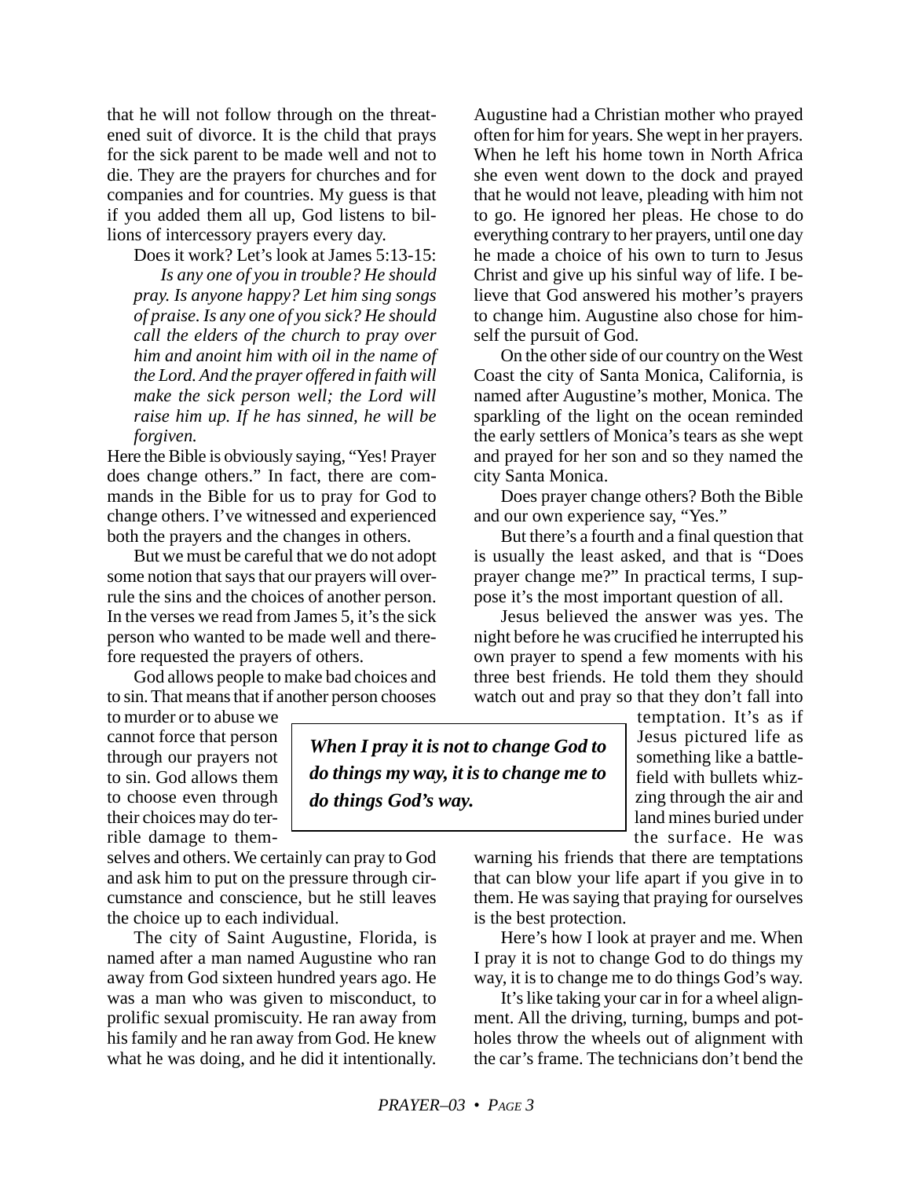that he will not follow through on the threatened suit of divorce. It is the child that prays for the sick parent to be made well and not to die. They are the prayers for churches and for companies and for countries. My guess is that if you added them all up, God listens to billions of intercessory prayers every day.

Does it work? Let's look at James 5:13-15:

> *Is any one of you in trouble? He should pray. Is anyone happy? Let him sing songs of praise. Is any one of you sick? He should call the elders of the church to pray over him and anoint him with oil in the name of the Lord. And the prayer offered in faith will make the sick person well; the Lord will raise him up. If he has sinned, he will be forgiven.*

Here the Bible is obviously saying, "Yes! Prayer does change others." In fact, there are commands in the Bible for us to pray for God to change others. I've witnessed and experienced both the prayers and the changes in others.

But we must be careful that we do not adopt some notion that says that our prayers will overrule the sins and the choices of another person. In the verses we read from James 5, it's the sick person who wanted to be made well and therefore requested the prayers of others.

God allows people to make bad choices and to sin. That means that if another person chooses to murder or to abuse we cannot force that person through our prayers not to sin. God allows them to choose even through their choices may do terrible damage to themselves and others. We certainly can pray to God and ask him to put on the pressure through circumstance and conscience, but he still leaves the choice up to each individual.

The city of Saint Augustine, Florida, is named after a man named Augustine who ran away from God sixteen hundred years ago. He was a man who was given to misconduct, to prolific sexual promiscuity. He ran away from his family and he ran away from God. He knew what he was doing, and he did it intentionally. Augustine had a Christian mother who prayed often for him for years. She wept in her prayers. When he left his home town in North Africa she even went down to the dock and prayed that he would not leave, pleading with him not to go. He ignored her pleas. He chose to do everything contrary to her prayers, until one day he made a choice of his own to turn to Jesus Christ and give up his sinful way of life. I believe that God answered his mother's prayers to change him. Augustine also chose for himself the pursuit of God.

On the other side of our country on the West Coast the city of Santa Monica, California, is named after Augustine's mother, Monica. The sparkling of the light on the ocean reminded the early settlers of Monica's tears as she wept and prayed for her son and so they named the city Santa Monica.

Does prayer change others? Both the Bible and our own experience say, "Yes."

But there's a fourth and a final question that is usually the least asked, and that is "Does prayer change me?" In practical terms, I suppose it's the most important question of all.

Jesus believed the answer was yes. The night before he was crucified he interrupted his own prayer to spend a few moments with his three best friends. He told them they should watch out and pray so that they don't fall into temptation. It's as if Jesus pictured life as something like a battlefield with bullets whizzing through the air and land mines buried under the surface. He was warning his friends that there are temptations that can blow your life apart if you give in to them. He was saying that praying for ourselves is the best protection.

> ***When I pray it is not to change God to do things my way, it is to change me to do things God's way.***

Here's how I look at prayer and me. When I pray it is not to change God to do things my way, it is to change me to do things God's way.

It's like taking your car in for a wheel alignment. All the driving, turning, bumps and potholes throw the wheels out of alignment with the car's frame. The technicians don't bend the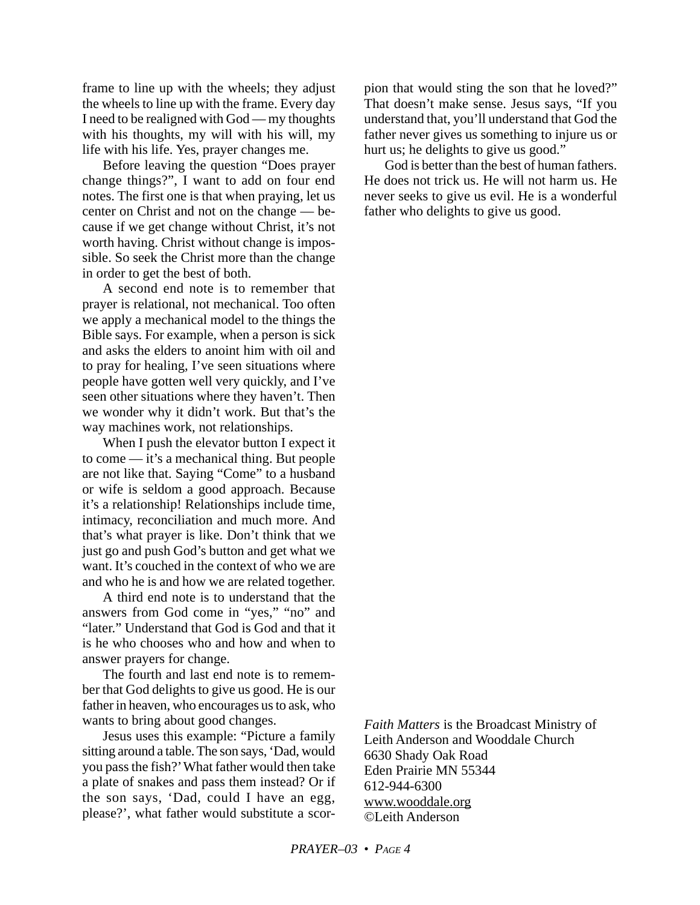frame to line up with the wheels; they adjust the wheels to line up with the frame. Every day I need to be realigned with God — my thoughts with his thoughts, my will with his will, my life with his life. Yes, prayer changes me.

Before leaving the question "Does prayer change things?", I want to add on four end notes. The first one is that when praying, let us center on Christ and not on the change — because if we get change without Christ, it's not worth having. Christ without change is impossible. So seek the Christ more than the change in order to get the best of both.

A second end note is to remember that prayer is relational, not mechanical. Too often we apply a mechanical model to the things the Bible says. For example, when a person is sick and asks the elders to anoint him with oil and to pray for healing, I've seen situations where people have gotten well very quickly, and I've seen other situations where they haven't. Then we wonder why it didn't work. But that's the way machines work, not relationships.

When I push the elevator button I expect it to come — it's a mechanical thing. But people are not like that. Saying "Come" to a husband or wife is seldom a good approach. Because it's a relationship! Relationships include time, intimacy, reconciliation and much more. And that's what prayer is like. Don't think that we just go and push God's button and get what we want. It's couched in the context of who we are and who he is and how we are related together.

A third end note is to understand that the answers from God come in "yes," "no" and "later." Understand that God is God and that it is he who chooses who and how and when to answer prayers for change.

The fourth and last end note is to remember that God delights to give us good. He is our father in heaven, who encourages us to ask, who wants to bring about good changes.

Jesus uses this example: "Picture a family sitting around a table. The son says, 'Dad, would you pass the fish?' What father would then take a plate of snakes and pass them instead? Or if the son says, 'Dad, could I have an egg, please?', what father would substitute a scorpion that would sting the son that he loved?" That doesn't make sense. Jesus says, "If you understand that, you'll understand that God the father never gives us something to injure us or hurt us; he delights to give us good."

God is better than the best of human fathers. He does not trick us. He will not harm us. He never seeks to give us evil. He is a wonderful father who delights to give us good.

*Faith Matters* is the Broadcast Ministry of
Leith Anderson and Wooddale Church
6630 Shady Oak Road
Eden Prairie MN 55344
612-944-6300
www.wooddale.org
©Leith Anderson